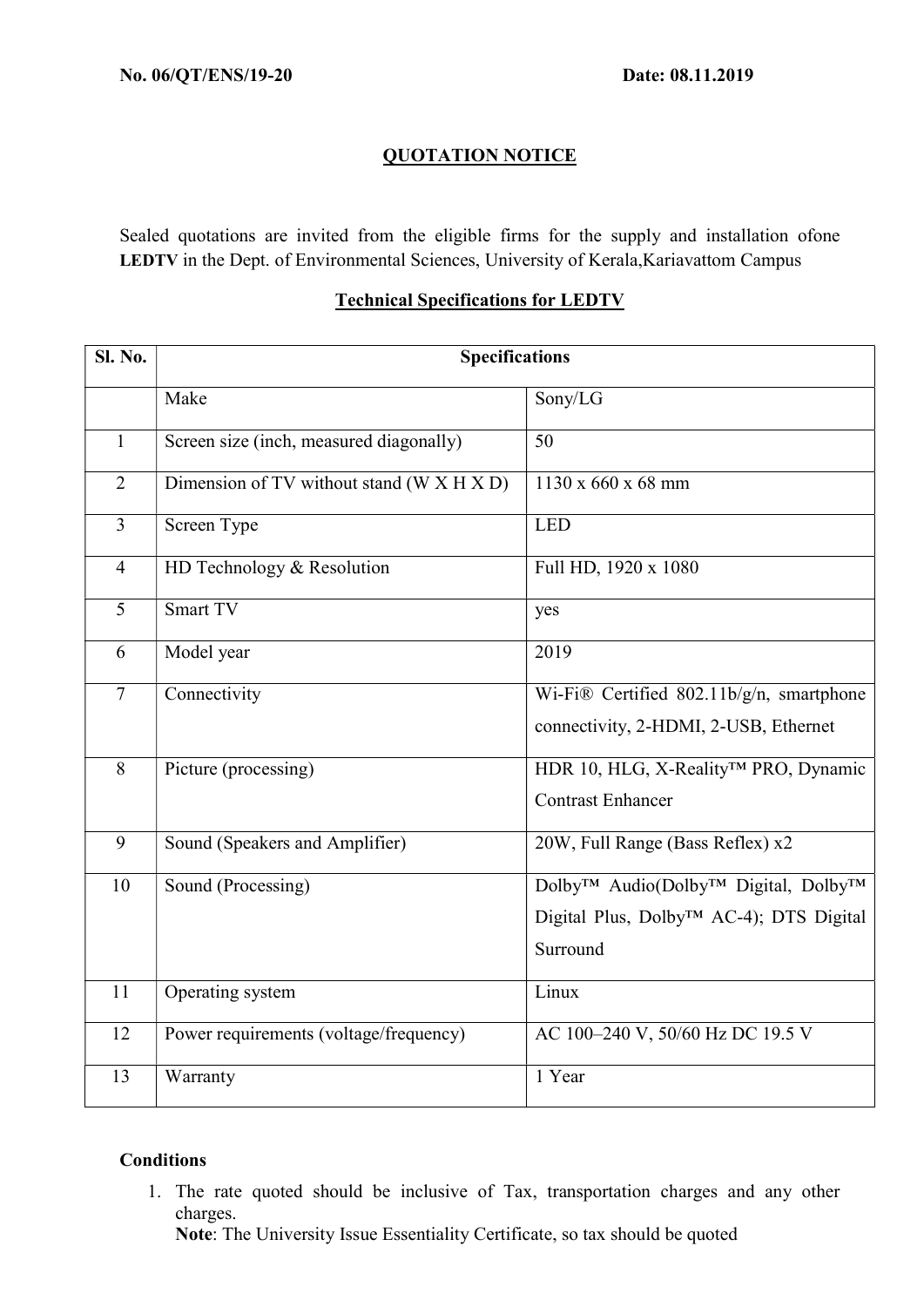**No. 06/QT/ENS/19-20** **Date: 08.11.2019**

## QUOTATION NOTICE

Sealed quotations are invited from the eligible firms for the supply and installation ofone **LEDTV** in the Dept. of Environmental Sciences, University of Kerala,Kariavattom Campus

### Technical Specifications for LEDTV

| Sl. No. | Specifications | |
|---|---|---|
| | Make | Sony/LG |
| 1 | Screen size (inch, measured diagonally) | 50 |
| 2 | Dimension of TV without stand (W X H X D) | 1130 x 660 x 68 mm |
| 3 | Screen Type | LED |
| 4 | HD Technology & Resolution | Full HD, 1920 x 1080 |
| 5 | Smart TV | yes |
| 6 | Model year | 2019 |
| 7 | Connectivity | Wi-Fi® Certified 802.11b/g/n, smartphone connectivity, 2-HDMI, 2-USB, Ethernet |
| 8 | Picture (processing) | HDR 10, HLG, X-Reality™ PRO, Dynamic Contrast Enhancer |
| 9 | Sound (Speakers and Amplifier) | 20W, Full Range (Bass Reflex) x2 |
| 10 | Sound (Processing) | Dolby™ Audio(Dolby™ Digital, Dolby™ Digital Plus, Dolby™ AC-4); DTS Digital Surround |
| 11 | Operating system | Linux |
| 12 | Power requirements (voltage/frequency) | AC 100–240 V, 50/60 Hz DC 19.5 V |
| 13 | Warranty | 1 Year |

**Conditions**

1. The rate quoted should be inclusive of Tax, transportation charges and any other charges.
   **Note**: The University Issue Essentiality Certificate, so tax should be quoted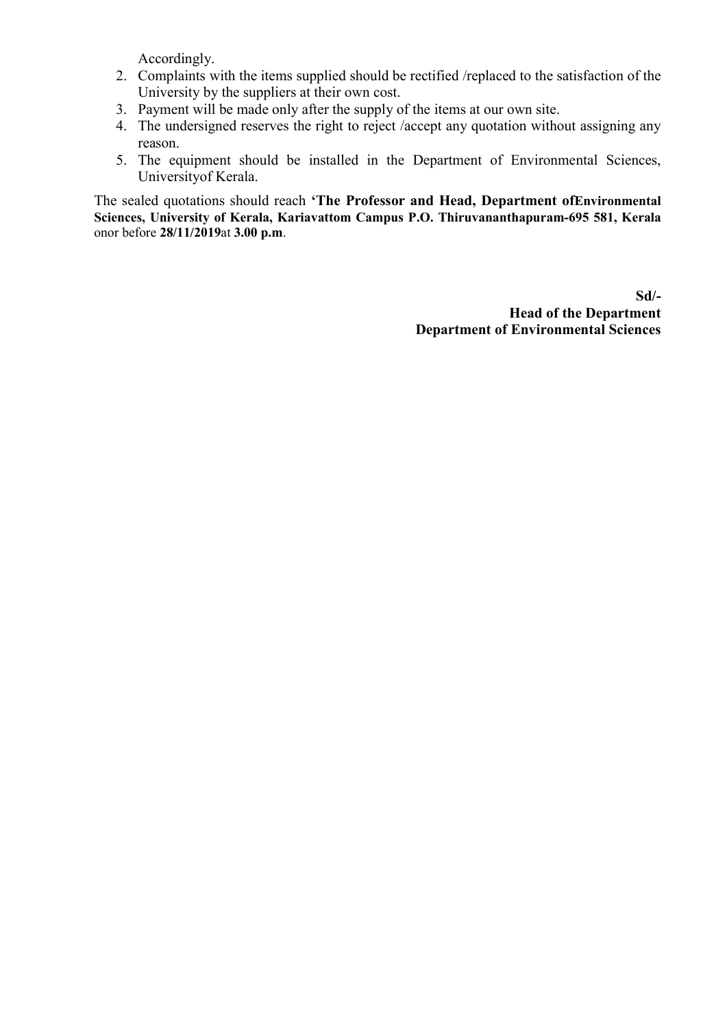Accordingly.

2. Complaints with the items supplied should be rectified /replaced to the satisfaction of the University by the suppliers at their own cost.
3. Payment will be made only after the supply of the items at our own site.
4. The undersigned reserves the right to reject /accept any quotation without assigning any reason.
5. The equipment should be installed in the Department of Environmental Sciences, Universityof Kerala.

The sealed quotations should reach **'The Professor and Head, Department ofEnvironmental Sciences, University of Kerala, Kariavattom Campus P.O. Thiruvananthapuram-695 581, Kerala** onor before **28/11/2019**at **3.00 p.m**.

**Sd/-**
**Head of the Department**
**Department of Environmental Sciences**